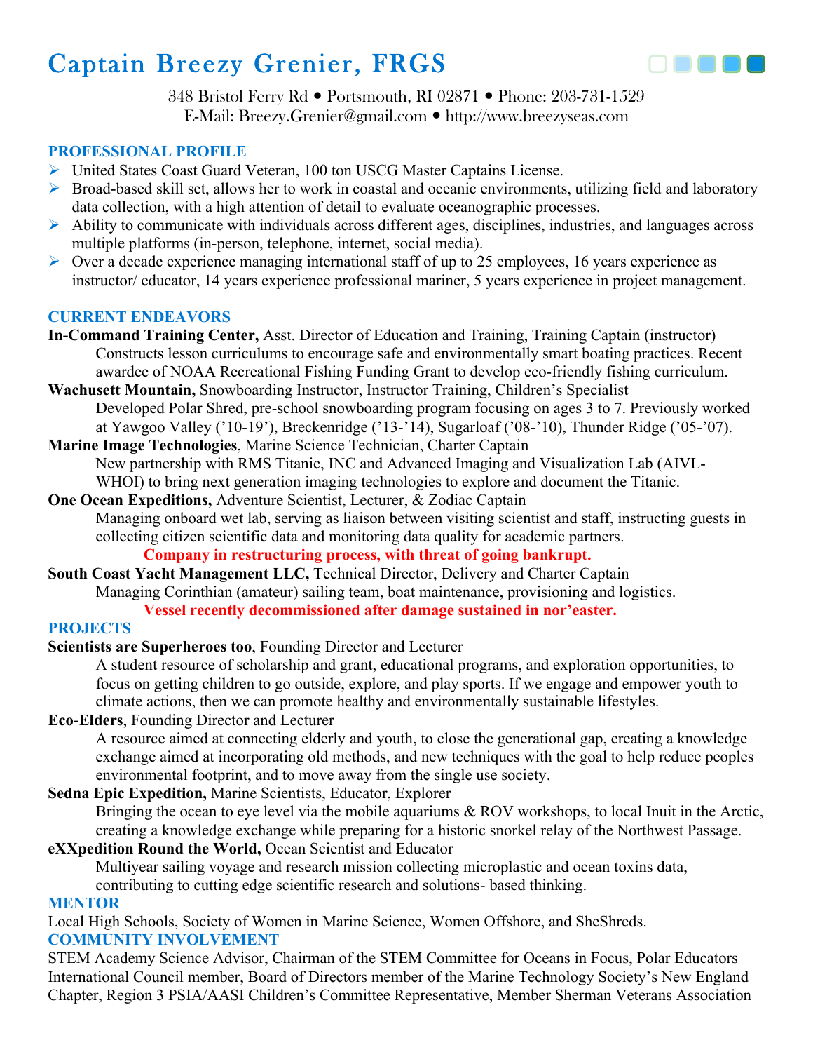# Captain Breezy Grenier, FRGS

348 Bristol Ferry Rd • Portsmouth, RI 02871 • Phone: 203-731-1529
E-Mail: Breezy.Grenier@gmail.com • http://www.breezyseas.com

## PROFESSIONAL PROFILE

- United States Coast Guard Veteran, 100 ton USCG Master Captains License.
- Broad-based skill set, allows her to work in coastal and oceanic environments, utilizing field and laboratory data collection, with a high attention of detail to evaluate oceanographic processes.
- Ability to communicate with individuals across different ages, disciplines, industries, and languages across multiple platforms (in-person, telephone, internet, social media).
- Over a decade experience managing international staff of up to 25 employees, 16 years experience as instructor/ educator, 14 years experience professional mariner, 5 years experience in project management.

## CURRENT ENDEAVORS

**In-Command Training Center,** Asst. Director of Education and Training, Training Captain (instructor)
Constructs lesson curriculums to encourage safe and environmentally smart boating practices. Recent awardee of NOAA Recreational Fishing Funding Grant to develop eco-friendly fishing curriculum.

**Wachusett Mountain,** Snowboarding Instructor, Instructor Training, Children's Specialist
Developed Polar Shred, pre-school snowboarding program focusing on ages 3 to 7. Previously worked at Yawgoo Valley ('10-19'), Breckenridge ('13-'14), Sugarloaf ('08-'10), Thunder Ridge ('05-'07).

**Marine Image Technologies**, Marine Science Technician, Charter Captain
New partnership with RMS Titanic, INC and Advanced Imaging and Visualization Lab (AIVL-WHOI) to bring next generation imaging technologies to explore and document the Titanic.

**One Ocean Expeditions,** Adventure Scientist, Lecturer, & Zodiac Captain
Managing onboard wet lab, serving as liaison between visiting scientist and staff, instructing guests in collecting citizen scientific data and monitoring data quality for academic partners.
**Company in restructuring process, with threat of going bankrupt.**

**South Coast Yacht Management LLC,** Technical Director, Delivery and Charter Captain
Managing Corinthian (amateur) sailing team, boat maintenance, provisioning and logistics.
**Vessel recently decommissioned after damage sustained in nor'easter.**

## PROJECTS

**Scientists are Superheroes too**, Founding Director and Lecturer
A student resource of scholarship and grant, educational programs, and exploration opportunities, to focus on getting children to go outside, explore, and play sports. If we engage and empower youth to climate actions, then we can promote healthy and environmentally sustainable lifestyles.

**Eco-Elders**, Founding Director and Lecturer
A resource aimed at connecting elderly and youth, to close the generational gap, creating a knowledge exchange aimed at incorporating old methods, and new techniques with the goal to help reduce peoples environmental footprint, and to move away from the single use society.

**Sedna Epic Expedition,** Marine Scientists, Educator, Explorer
Bringing the ocean to eye level via the mobile aquariums & ROV workshops, to local Inuit in the Arctic, creating a knowledge exchange while preparing for a historic snorkel relay of the Northwest Passage.

**eXXpedition Round the World,** Ocean Scientist and Educator
Multiyear sailing voyage and research mission collecting microplastic and ocean toxins data, contributing to cutting edge scientific research and solutions- based thinking.

## MENTOR

Local High Schools, Society of Women in Marine Science, Women Offshore, and SheShreds.

## COMMUNITY INVOLVEMENT

STEM Academy Science Advisor, Chairman of the STEM Committee for Oceans in Focus, Polar Educators International Council member, Board of Directors member of the Marine Technology Society's New England Chapter, Region 3 PSIA/AASI Children's Committee Representative, Member Sherman Veterans Association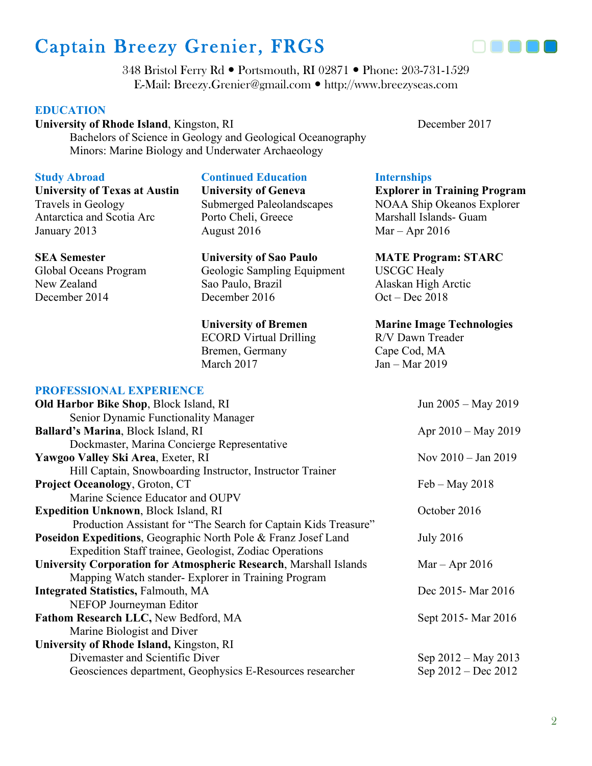# Captain Breezy Grenier, FRGS

348 Bristol Ferry Rd • Portsmouth, RI 02871 • Phone: 203-731-1529
E-Mail: Breezy.Grenier@gmail.com • http://www.breezyseas.com

## EDUCATION

**University of Rhode Island**, Kingston, RI — December 2017
Bachelors of Science in Geology and Geological Oceanography
Minors: Marine Biology and Underwater Archaeology

### Study Abroad

**University of Texas at Austin**
Travels in Geology
Antarctica and Scotia Arc
January 2013

**SEA Semester**
Global Oceans Program
New Zealand
December 2014

### Continued Education

**University of Geneva**
Submerged Paleolandscapes
Porto Cheli, Greece
August 2016

**University of Sao Paulo**
Geologic Sampling Equipment
Sao Paulo, Brazil
December 2016

**University of Bremen**
ECORD Virtual Drilling
Bremen, Germany
March 2017

### Internships

**Explorer in Training Program**
NOAA Ship Okeanos Explorer
Marshall Islands- Guam
Mar – Apr 2016

**MATE Program: STARC**
USCGC Healy
Alaskan High Arctic
Oct – Dec 2018

**Marine Image Technologies**
R/V Dawn Treader
Cape Cod, MA
Jan – Mar 2019

## PROFESSIONAL EXPERIENCE

**Old Harbor Bike Shop**, Block Island, RI — Jun 2005 – May 2019
Senior Dynamic Functionality Manager

**Ballard's Marina**, Block Island, RI — Apr 2010 – May 2019
Dockmaster, Marina Concierge Representative

**Yawgoo Valley Ski Area**, Exeter, RI — Nov 2010 – Jan 2019
Hill Captain, Snowboarding Instructor, Instructor Trainer

**Project Oceanology**, Groton, CT — Feb – May 2018
Marine Science Educator and OUPV

**Expedition Unknown**, Block Island, RI — October 2016
Production Assistant for "The Search for Captain Kids Treasure"

**Poseidon Expeditions**, Geographic North Pole & Franz Josef Land — July 2016
Expedition Staff trainee, Geologist, Zodiac Operations

**University Corporation for Atmospheric Research**, Marshall Islands — Mar – Apr 2016
Mapping Watch stander- Explorer in Training Program

**Integrated Statistics,** Falmouth, MA — Dec 2015- Mar 2016
NEFOP Journeyman Editor

**Fathom Research LLC,** New Bedford, MA — Sept 2015- Mar 2016
Marine Biologist and Diver

**University of Rhode Island,** Kingston, RI
Divemaster and Scientific Diver — Sep 2012 – May 2013
Geosciences department, Geophysics E-Resources researcher — Sep 2012 – Dec 2012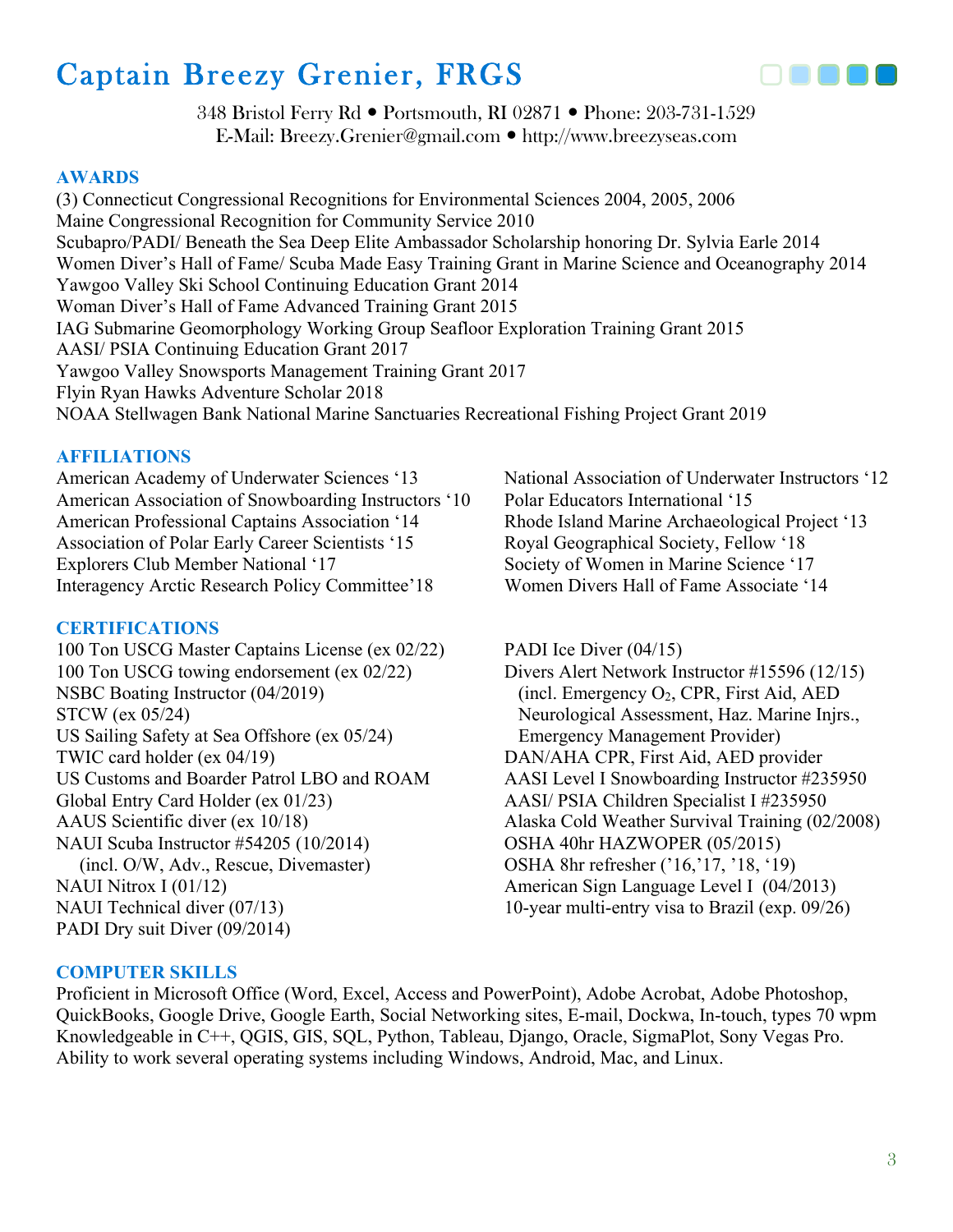# Captain Breezy Grenier, FRGS

348 Bristol Ferry Rd • Portsmouth, RI 02871 • Phone: 203-731-1529
E-Mail: Breezy.Grenier@gmail.com • http://www.breezyseas.com

## AWARDS

(3) Connecticut Congressional Recognitions for Environmental Sciences 2004, 2005, 2006
Maine Congressional Recognition for Community Service 2010
Scubapro/PADI/ Beneath the Sea Deep Elite Ambassador Scholarship honoring Dr. Sylvia Earle 2014
Women Diver's Hall of Fame/ Scuba Made Easy Training Grant in Marine Science and Oceanography 2014
Yawgoo Valley Ski School Continuing Education Grant 2014
Woman Diver's Hall of Fame Advanced Training Grant 2015
IAG Submarine Geomorphology Working Group Seafloor Exploration Training Grant 2015
AASI/ PSIA Continuing Education Grant 2017
Yawgoo Valley Snowsports Management Training Grant 2017
Flyin Ryan Hawks Adventure Scholar 2018
NOAA Stellwagen Bank National Marine Sanctuaries Recreational Fishing Project Grant 2019

## AFFILIATIONS

American Academy of Underwater Sciences '13
American Association of Snowboarding Instructors '10
American Professional Captains Association '14
Association of Polar Early Career Scientists '15
Explorers Club Member National '17
Interagency Arctic Research Policy Committee'18
National Association of Underwater Instructors '12
Polar Educators International '15
Rhode Island Marine Archaeological Project '13
Royal Geographical Society, Fellow '18
Society of Women in Marine Science '17
Women Divers Hall of Fame Associate '14

## CERTIFICATIONS

100 Ton USCG Master Captains License (ex 02/22)
100 Ton USCG towing endorsement (ex 02/22)
NSBC Boating Instructor (04/2019)
STCW (ex 05/24)
US Sailing Safety at Sea Offshore (ex 05/24)
TWIC card holder (ex 04/19)
US Customs and Boarder Patrol LBO and ROAM
Global Entry Card Holder (ex 01/23)
AAUS Scientific diver (ex 10/18)
NAUI Scuba Instructor #54205 (10/2014)
(incl. O/W, Adv., Rescue, Divemaster)
NAUI Nitrox I (01/12)
NAUI Technical diver (07/13)
PADI Dry suit Diver (09/2014)
PADI Ice Diver (04/15)
Divers Alert Network Instructor #15596 (12/15)
(incl. Emergency $O_2$, CPR, First Aid, AED Neurological Assessment, Haz. Marine Injrs., Emergency Management Provider)
DAN/AHA CPR, First Aid, AED provider
AASI Level I Snowboarding Instructor #235950
AASI/ PSIA Children Specialist I #235950
Alaska Cold Weather Survival Training (02/2008)
OSHA 40hr HAZWOPER (05/2015)
OSHA 8hr refresher ('16,'17, '18, '19)
American Sign Language Level I (04/2013)
10-year multi-entry visa to Brazil (exp. 09/26)

## COMPUTER SKILLS

Proficient in Microsoft Office (Word, Excel, Access and PowerPoint), Adobe Acrobat, Adobe Photoshop, QuickBooks, Google Drive, Google Earth, Social Networking sites, E-mail, Dockwa, In-touch, types 70 wpm
Knowledgeable in C++, QGIS, GIS, SQL, Python, Tableau, Django, Oracle, SigmaPlot, Sony Vegas Pro.
Ability to work several operating systems including Windows, Android, Mac, and Linux.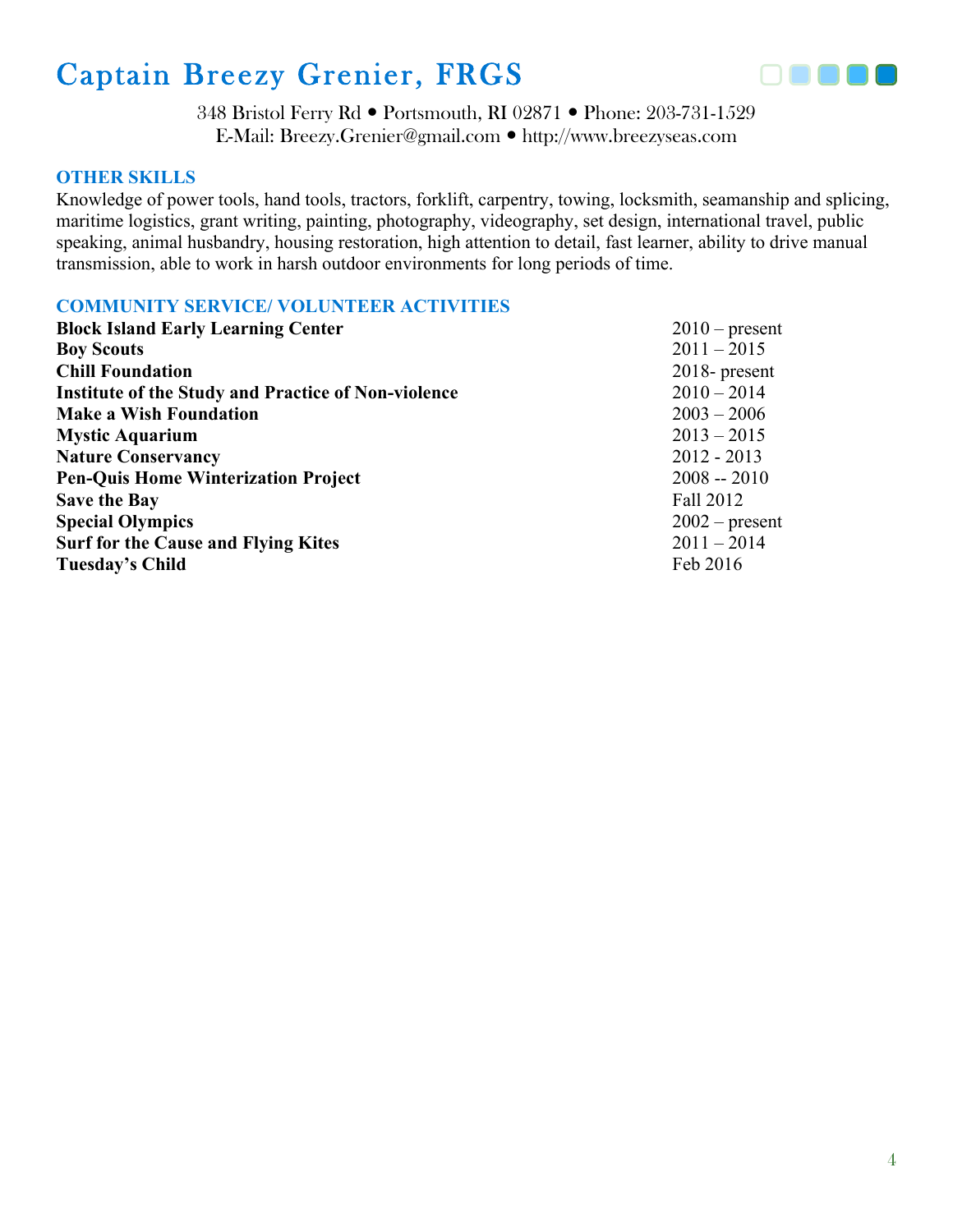# Captain Breezy Grenier, FRGS

348 Bristol Ferry Rd • Portsmouth, RI 02871 • Phone: 203-731-1529
E-Mail: Breezy.Grenier@gmail.com • http://www.breezyseas.com

## OTHER SKILLS

Knowledge of power tools, hand tools, tractors, forklift, carpentry, towing, locksmith, seamanship and splicing, maritime logistics, grant writing, painting, photography, videography, set design, international travel, public speaking, animal husbandry, housing restoration, high attention to detail, fast learner, ability to drive manual transmission, able to work in harsh outdoor environments for long periods of time.

## COMMUNITY SERVICE/ VOLUNTEER ACTIVITIES

| | |
|---|---|
| **Block Island Early Learning Center** | 2010 – present |
| **Boy Scouts** | 2011 – 2015 |
| **Chill Foundation** | 2018- present |
| **Institute of the Study and Practice of Non-violence** | 2010 – 2014 |
| **Make a Wish Foundation** | 2003 – 2006 |
| **Mystic Aquarium** | 2013 – 2015 |
| **Nature Conservancy** | 2012 - 2013 |
| **Pen-Quis Home Winterization Project** | 2008 -- 2010 |
| **Save the Bay** | Fall 2012 |
| **Special Olympics** | 2002 – present |
| **Surf for the Cause and Flying Kites** | 2011 – 2014 |
| **Tuesday's Child** | Feb 2016 |